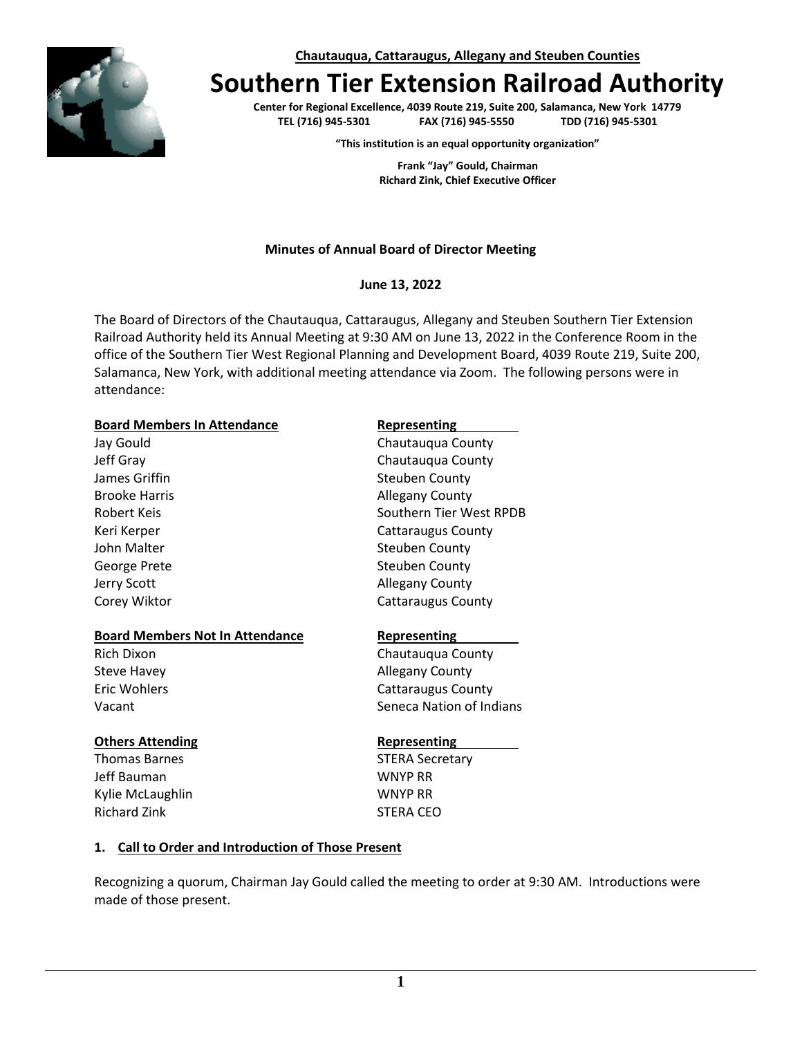**Chautauqua, Cattaraugus, Allegany and Steuben Counties**

# Southern Tier Extension Railroad Authority

**Center for Regional Excellence, 4039 Route 219, Suite 200, Salamanca, New York 14779**
**TEL (716) 945-5301 FAX (716) 945-5550 TDD (716) 945-5301**

**"This institution is an equal opportunity organization"**

**Frank "Jay" Gould, Chairman**
**Richard Zink, Chief Executive Officer**

**Minutes of Annual Board of Director Meeting**

**June 13, 2022**

The Board of Directors of the Chautauqua, Cattaraugus, Allegany and Steuben Southern Tier Extension Railroad Authority held its Annual Meeting at 9:30 AM on June 13, 2022 in the Conference Room in the office of the Southern Tier West Regional Planning and Development Board, 4039 Route 219, Suite 200, Salamanca, New York, with additional meeting attendance via Zoom. The following persons were in attendance:

| Board Members In Attendance | Representing |
|---|---|
| Jay Gould | Chautauqua County |
| Jeff Gray | Chautauqua County |
| James Griffin | Steuben County |
| Brooke Harris | Allegany County |
| Robert Keis | Southern Tier West RPDB |
| Keri Kerper | Cattaraugus County |
| John Malter | Steuben County |
| George Prete | Steuben County |
| Jerry Scott | Allegany County |
| Corey Wiktor | Cattaraugus County |

| Board Members Not In Attendance | Representing |
|---|---|
| Rich Dixon | Chautauqua County |
| Steve Havey | Allegany County |
| Eric Wohlers | Cattaraugus County |
| Vacant | Seneca Nation of Indians |

| Others Attending | Representing |
|---|---|
| Thomas Barnes | STERA Secretary |
| Jeff Bauman | WNYP RR |
| Kylie McLaughlin | WNYP RR |
| Richard Zink | STERA CEO |

## 1. Call to Order and Introduction of Those Present

Recognizing a quorum, Chairman Jay Gould called the meeting to order at 9:30 AM. Introductions were made of those present.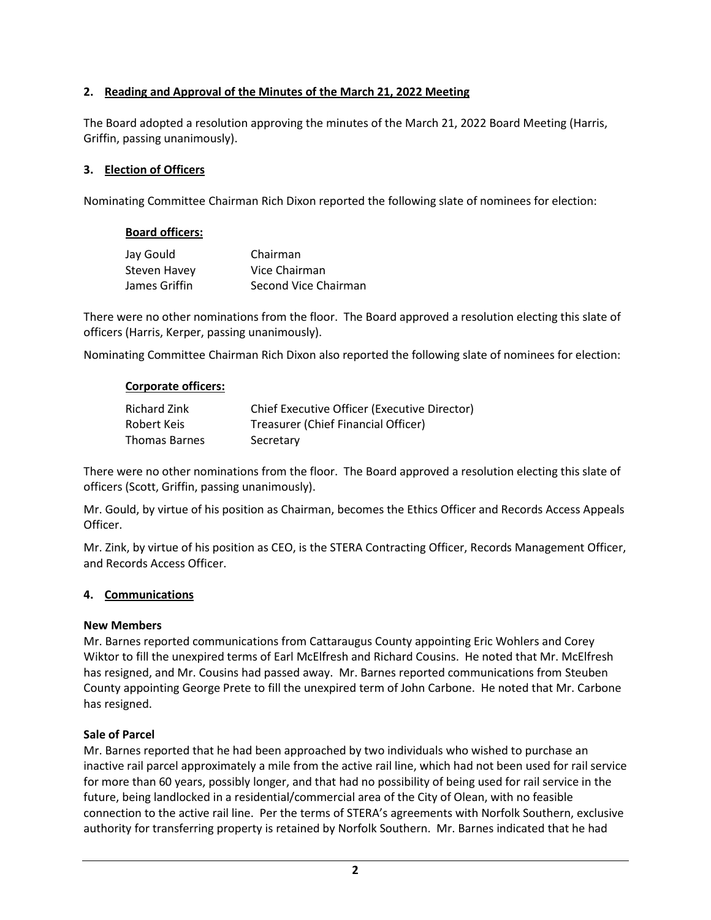## 2. Reading and Approval of the Minutes of the March 21, 2022 Meeting

The Board adopted a resolution approving the minutes of the March 21, 2022 Board Meeting (Harris, Griffin, passing unanimously).

## 3. Election of Officers

Nominating Committee Chairman Rich Dixon reported the following slate of nominees for election:

**Board officers:**

| | |
|---|---|
| Jay Gould | Chairman |
| Steven Havey | Vice Chairman |
| James Griffin | Second Vice Chairman |

There were no other nominations from the floor. The Board approved a resolution electing this slate of officers (Harris, Kerper, passing unanimously).

Nominating Committee Chairman Rich Dixon also reported the following slate of nominees for election:

**Corporate officers:**

| | |
|---|---|
| Richard Zink | Chief Executive Officer (Executive Director) |
| Robert Keis | Treasurer (Chief Financial Officer) |
| Thomas Barnes | Secretary |

There were no other nominations from the floor. The Board approved a resolution electing this slate of officers (Scott, Griffin, passing unanimously).

Mr. Gould, by virtue of his position as Chairman, becomes the Ethics Officer and Records Access Appeals Officer.

Mr. Zink, by virtue of his position as CEO, is the STERA Contracting Officer, Records Management Officer, and Records Access Officer.

## 4. Communications

**New Members**

Mr. Barnes reported communications from Cattaraugus County appointing Eric Wohlers and Corey Wiktor to fill the unexpired terms of Earl McElfresh and Richard Cousins. He noted that Mr. McElfresh has resigned, and Mr. Cousins had passed away. Mr. Barnes reported communications from Steuben County appointing George Prete to fill the unexpired term of John Carbone. He noted that Mr. Carbone has resigned.

**Sale of Parcel**

Mr. Barnes reported that he had been approached by two individuals who wished to purchase an inactive rail parcel approximately a mile from the active rail line, which had not been used for rail service for more than 60 years, possibly longer, and that had no possibility of being used for rail service in the future, being landlocked in a residential/commercial area of the City of Olean, with no feasible connection to the active rail line. Per the terms of STERA's agreements with Norfolk Southern, exclusive authority for transferring property is retained by Norfolk Southern. Mr. Barnes indicated that he had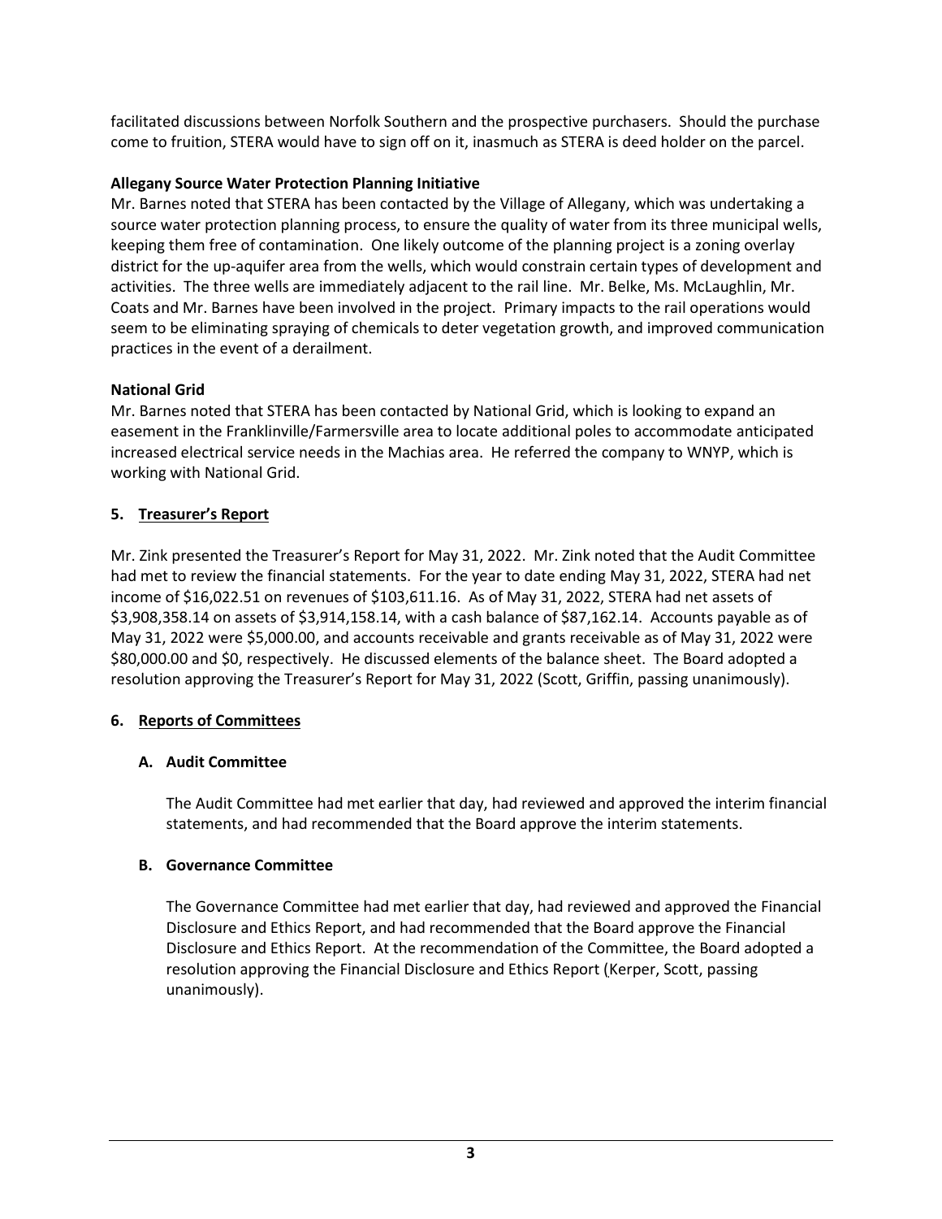facilitated discussions between Norfolk Southern and the prospective purchasers. Should the purchase come to fruition, STERA would have to sign off on it, inasmuch as STERA is deed holder on the parcel.

**Allegany Source Water Protection Planning Initiative**

Mr. Barnes noted that STERA has been contacted by the Village of Allegany, which was undertaking a source water protection planning process, to ensure the quality of water from its three municipal wells, keeping them free of contamination. One likely outcome of the planning project is a zoning overlay district for the up-aquifer area from the wells, which would constrain certain types of development and activities. The three wells are immediately adjacent to the rail line. Mr. Belke, Ms. McLaughlin, Mr. Coats and Mr. Barnes have been involved in the project. Primary impacts to the rail operations would seem to be eliminating spraying of chemicals to deter vegetation growth, and improved communication practices in the event of a derailment.

**National Grid**

Mr. Barnes noted that STERA has been contacted by National Grid, which is looking to expand an easement in the Franklinville/Farmersville area to locate additional poles to accommodate anticipated increased electrical service needs in the Machias area. He referred the company to WNYP, which is working with National Grid.

## 5. Treasurer's Report

Mr. Zink presented the Treasurer's Report for May 31, 2022. Mr. Zink noted that the Audit Committee had met to review the financial statements. For the year to date ending May 31, 2022, STERA had net income of $16,022.51 on revenues of $103,611.16. As of May 31, 2022, STERA had net assets of $3,908,358.14 on assets of $3,914,158.14, with a cash balance of $87,162.14. Accounts payable as of May 31, 2022 were $5,000.00, and accounts receivable and grants receivable as of May 31, 2022 were $80,000.00 and $0, respectively. He discussed elements of the balance sheet. The Board adopted a resolution approving the Treasurer's Report for May 31, 2022 (Scott, Griffin, passing unanimously).

## 6. Reports of Committees

### A. Audit Committee

The Audit Committee had met earlier that day, had reviewed and approved the interim financial statements, and had recommended that the Board approve the interim statements.

### B. Governance Committee

The Governance Committee had met earlier that day, had reviewed and approved the Financial Disclosure and Ethics Report, and had recommended that the Board approve the Financial Disclosure and Ethics Report. At the recommendation of the Committee, the Board adopted a resolution approving the Financial Disclosure and Ethics Report (Kerper, Scott, passing unanimously).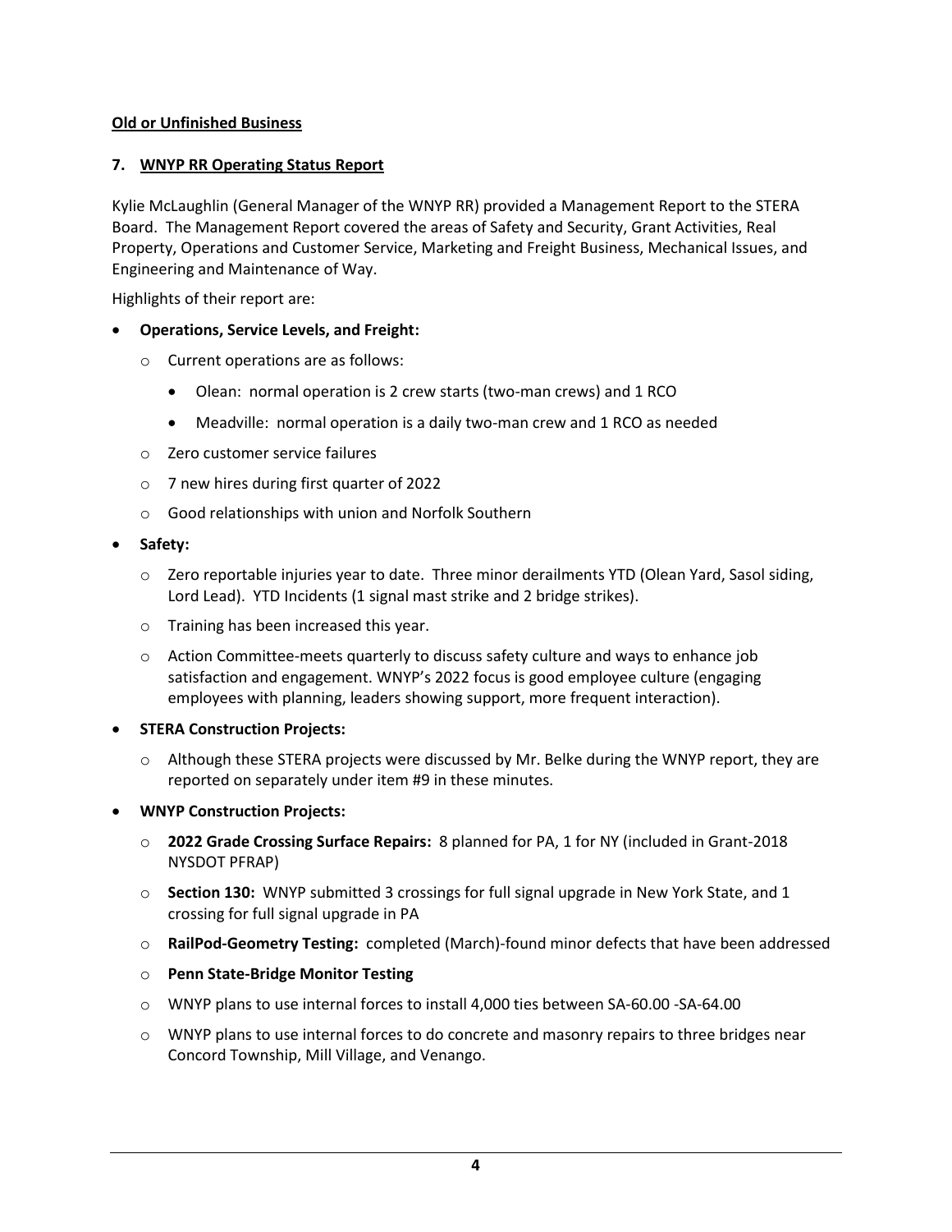**Old or Unfinished Business**

**7. WNYP RR Operating Status Report**

Kylie McLaughlin (General Manager of the WNYP RR) provided a Management Report to the STERA Board. The Management Report covered the areas of Safety and Security, Grant Activities, Real Property, Operations and Customer Service, Marketing and Freight Business, Mechanical Issues, and Engineering and Maintenance of Way.

Highlights of their report are:

- **Operations, Service Levels, and Freight:**
  - Current operations are as follows:
    - Olean: normal operation is 2 crew starts (two-man crews) and 1 RCO
    - Meadville: normal operation is a daily two-man crew and 1 RCO as needed
  - Zero customer service failures
  - 7 new hires during first quarter of 2022
  - Good relationships with union and Norfolk Southern
- **Safety:**
  - Zero reportable injuries year to date. Three minor derailments YTD (Olean Yard, Sasol siding, Lord Lead). YTD Incidents (1 signal mast strike and 2 bridge strikes).
  - Training has been increased this year.
  - Action Committee-meets quarterly to discuss safety culture and ways to enhance job satisfaction and engagement. WNYP's 2022 focus is good employee culture (engaging employees with planning, leaders showing support, more frequent interaction).
- **STERA Construction Projects:**
  - Although these STERA projects were discussed by Mr. Belke during the WNYP report, they are reported on separately under item #9 in these minutes.
- **WNYP Construction Projects:**
  - **2022 Grade Crossing Surface Repairs:** 8 planned for PA, 1 for NY (included in Grant-2018 NYSDOT PFRAP)
  - **Section 130:** WNYP submitted 3 crossings for full signal upgrade in New York State, and 1 crossing for full signal upgrade in PA
  - **RailPod-Geometry Testing:** completed (March)-found minor defects that have been addressed
  - **Penn State-Bridge Monitor Testing**
  - WNYP plans to use internal forces to install 4,000 ties between SA-60.00 -SA-64.00
  - WNYP plans to use internal forces to do concrete and masonry repairs to three bridges near Concord Township, Mill Village, and Venango.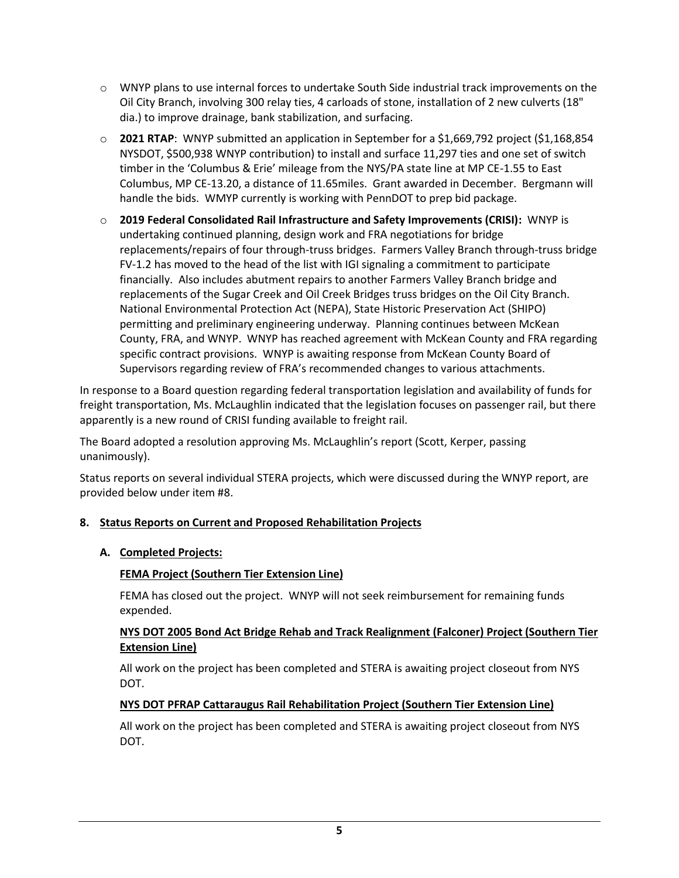- WNYP plans to use internal forces to undertake South Side industrial track improvements on the Oil City Branch, involving 300 relay ties, 4 carloads of stone, installation of 2 new culverts (18" dia.) to improve drainage, bank stabilization, and surfacing.
- **2021 RTAP**: WNYP submitted an application in September for a $1,669,792 project ($1,168,854 NYSDOT, $500,938 WNYP contribution) to install and surface 11,297 ties and one set of switch timber in the 'Columbus & Erie' mileage from the NYS/PA state line at MP CE-1.55 to East Columbus, MP CE-13.20, a distance of 11.65miles. Grant awarded in December. Bergmann will handle the bids. WMYP currently is working with PennDOT to prep bid package.
- **2019 Federal Consolidated Rail Infrastructure and Safety Improvements (CRISI):** WNYP is undertaking continued planning, design work and FRA negotiations for bridge replacements/repairs of four through-truss bridges. Farmers Valley Branch through-truss bridge FV-1.2 has moved to the head of the list with IGI signaling a commitment to participate financially. Also includes abutment repairs to another Farmers Valley Branch bridge and replacements of the Sugar Creek and Oil Creek Bridges truss bridges on the Oil City Branch. National Environmental Protection Act (NEPA), State Historic Preservation Act (SHIPO) permitting and preliminary engineering underway. Planning continues between McKean County, FRA, and WNYP. WNYP has reached agreement with McKean County and FRA regarding specific contract provisions. WNYP is awaiting response from McKean County Board of Supervisors regarding review of FRA's recommended changes to various attachments.

In response to a Board question regarding federal transportation legislation and availability of funds for freight transportation, Ms. McLaughlin indicated that the legislation focuses on passenger rail, but there apparently is a new round of CRISI funding available to freight rail.

The Board adopted a resolution approving Ms. McLaughlin's report (Scott, Kerper, passing unanimously).

Status reports on several individual STERA projects, which were discussed during the WNYP report, are provided below under item #8.

## 8. Status Reports on Current and Proposed Rehabilitation Projects

### A. Completed Projects:

**FEMA Project (Southern Tier Extension Line)**

FEMA has closed out the project. WNYP will not seek reimbursement for remaining funds expended.

**NYS DOT 2005 Bond Act Bridge Rehab and Track Realignment (Falconer) Project (Southern Tier Extension Line)**

All work on the project has been completed and STERA is awaiting project closeout from NYS DOT.

**NYS DOT PFRAP Cattaraugus Rail Rehabilitation Project (Southern Tier Extension Line)**

All work on the project has been completed and STERA is awaiting project closeout from NYS DOT.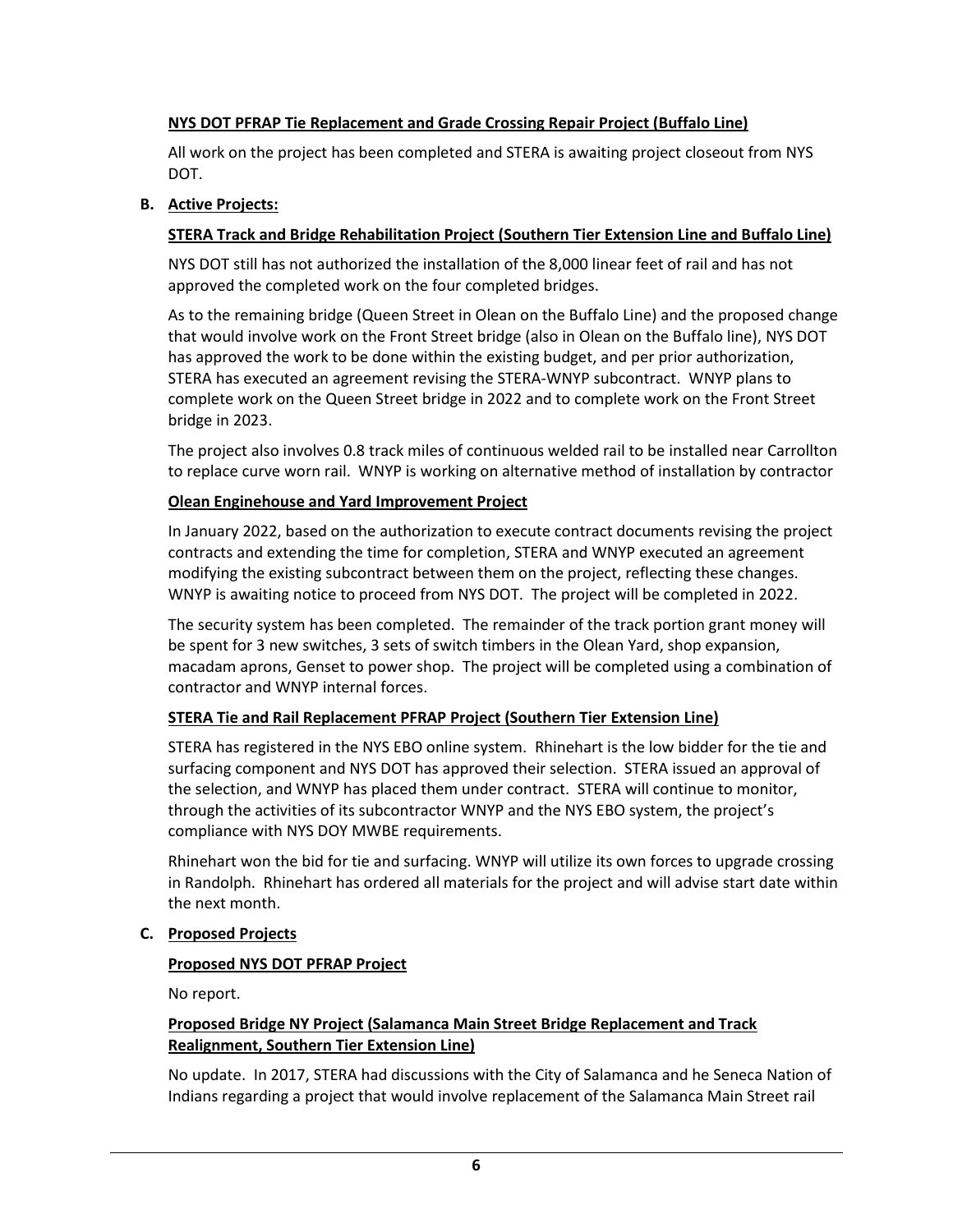**NYS DOT PFRAP Tie Replacement and Grade Crossing Repair Project (Buffalo Line)**

All work on the project has been completed and STERA is awaiting project closeout from NYS DOT.

**B. Active Projects:**

**STERA Track and Bridge Rehabilitation Project (Southern Tier Extension Line and Buffalo Line)**

NYS DOT still has not authorized the installation of the 8,000 linear feet of rail and has not approved the completed work on the four completed bridges.

As to the remaining bridge (Queen Street in Olean on the Buffalo Line) and the proposed change that would involve work on the Front Street bridge (also in Olean on the Buffalo line), NYS DOT has approved the work to be done within the existing budget, and per prior authorization, STERA has executed an agreement revising the STERA-WNYP subcontract. WNYP plans to complete work on the Queen Street bridge in 2022 and to complete work on the Front Street bridge in 2023.

The project also involves 0.8 track miles of continuous welded rail to be installed near Carrollton to replace curve worn rail. WNYP is working on alternative method of installation by contractor

**Olean Enginehouse and Yard Improvement Project**

In January 2022, based on the authorization to execute contract documents revising the project contracts and extending the time for completion, STERA and WNYP executed an agreement modifying the existing subcontract between them on the project, reflecting these changes. WNYP is awaiting notice to proceed from NYS DOT. The project will be completed in 2022.

The security system has been completed. The remainder of the track portion grant money will be spent for 3 new switches, 3 sets of switch timbers in the Olean Yard, shop expansion, macadam aprons, Genset to power shop. The project will be completed using a combination of contractor and WNYP internal forces.

**STERA Tie and Rail Replacement PFRAP Project (Southern Tier Extension Line)**

STERA has registered in the NYS EBO online system. Rhinehart is the low bidder for the tie and surfacing component and NYS DOT has approved their selection. STERA issued an approval of the selection, and WNYP has placed them under contract. STERA will continue to monitor, through the activities of its subcontractor WNYP and the NYS EBO system, the project's compliance with NYS DOY MWBE requirements.

Rhinehart won the bid for tie and surfacing. WNYP will utilize its own forces to upgrade crossing in Randolph. Rhinehart has ordered all materials for the project and will advise start date within the next month.

**C. Proposed Projects**

**Proposed NYS DOT PFRAP Project**

No report.

**Proposed Bridge NY Project (Salamanca Main Street Bridge Replacement and Track Realignment, Southern Tier Extension Line)**

No update. In 2017, STERA had discussions with the City of Salamanca and he Seneca Nation of Indians regarding a project that would involve replacement of the Salamanca Main Street rail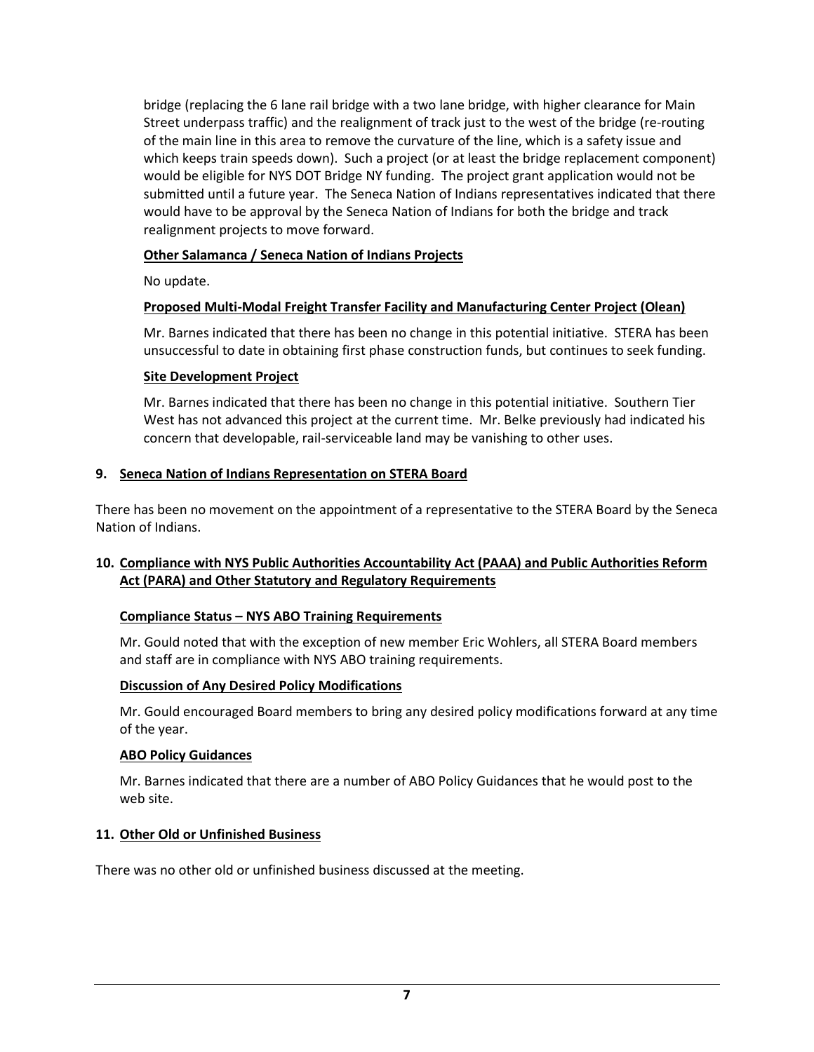bridge (replacing the 6 lane rail bridge with a two lane bridge, with higher clearance for Main Street underpass traffic) and the realignment of track just to the west of the bridge (re-routing of the main line in this area to remove the curvature of the line, which is a safety issue and which keeps train speeds down). Such a project (or at least the bridge replacement component) would be eligible for NYS DOT Bridge NY funding. The project grant application would not be submitted until a future year. The Seneca Nation of Indians representatives indicated that there would have to be approval by the Seneca Nation of Indians for both the bridge and track realignment projects to move forward.

**Other Salamanca / Seneca Nation of Indians Projects**

No update.

**Proposed Multi-Modal Freight Transfer Facility and Manufacturing Center Project (Olean)**

Mr. Barnes indicated that there has been no change in this potential initiative. STERA has been unsuccessful to date in obtaining first phase construction funds, but continues to seek funding.

**Site Development Project**

Mr. Barnes indicated that there has been no change in this potential initiative. Southern Tier West has not advanced this project at the current time. Mr. Belke previously had indicated his concern that developable, rail-serviceable land may be vanishing to other uses.

## 9. Seneca Nation of Indians Representation on STERA Board

There has been no movement on the appointment of a representative to the STERA Board by the Seneca Nation of Indians.

## 10. Compliance with NYS Public Authorities Accountability Act (PAAA) and Public Authorities Reform Act (PARA) and Other Statutory and Regulatory Requirements

**Compliance Status – NYS ABO Training Requirements**

Mr. Gould noted that with the exception of new member Eric Wohlers, all STERA Board members and staff are in compliance with NYS ABO training requirements.

**Discussion of Any Desired Policy Modifications**

Mr. Gould encouraged Board members to bring any desired policy modifications forward at any time of the year.

**ABO Policy Guidances**

Mr. Barnes indicated that there are a number of ABO Policy Guidances that he would post to the web site.

## 11. Other Old or Unfinished Business

There was no other old or unfinished business discussed at the meeting.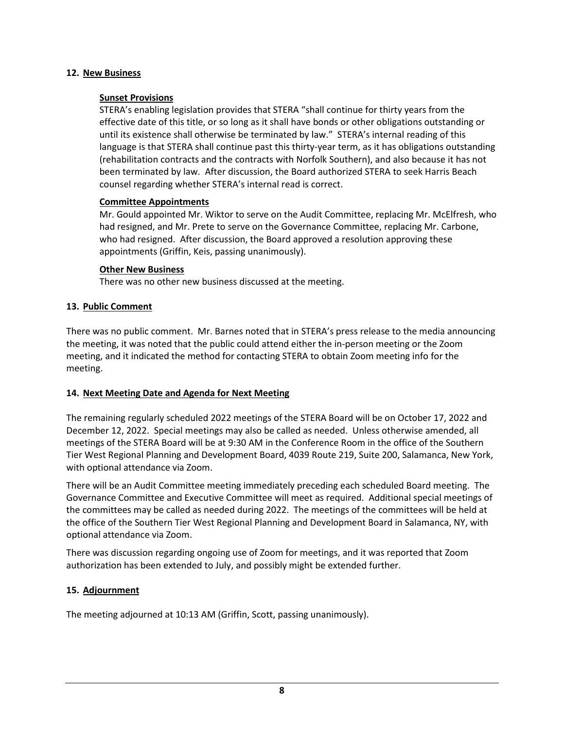## 12. New Business

### Sunset Provisions

STERA's enabling legislation provides that STERA "shall continue for thirty years from the effective date of this title, or so long as it shall have bonds or other obligations outstanding or until its existence shall otherwise be terminated by law." STERA's internal reading of this language is that STERA shall continue past this thirty-year term, as it has obligations outstanding (rehabilitation contracts and the contracts with Norfolk Southern), and also because it has not been terminated by law. After discussion, the Board authorized STERA to seek Harris Beach counsel regarding whether STERA's internal read is correct.

### Committee Appointments

Mr. Gould appointed Mr. Wiktor to serve on the Audit Committee, replacing Mr. McElfresh, who had resigned, and Mr. Prete to serve on the Governance Committee, replacing Mr. Carbone, who had resigned. After discussion, the Board approved a resolution approving these appointments (Griffin, Keis, passing unanimously).

### Other New Business

There was no other new business discussed at the meeting.

## 13. Public Comment

There was no public comment. Mr. Barnes noted that in STERA's press release to the media announcing the meeting, it was noted that the public could attend either the in-person meeting or the Zoom meeting, and it indicated the method for contacting STERA to obtain Zoom meeting info for the meeting.

## 14. Next Meeting Date and Agenda for Next Meeting

The remaining regularly scheduled 2022 meetings of the STERA Board will be on October 17, 2022 and December 12, 2022. Special meetings may also be called as needed. Unless otherwise amended, all meetings of the STERA Board will be at 9:30 AM in the Conference Room in the office of the Southern Tier West Regional Planning and Development Board, 4039 Route 219, Suite 200, Salamanca, New York, with optional attendance via Zoom.

There will be an Audit Committee meeting immediately preceding each scheduled Board meeting. The Governance Committee and Executive Committee will meet as required. Additional special meetings of the committees may be called as needed during 2022. The meetings of the committees will be held at the office of the Southern Tier West Regional Planning and Development Board in Salamanca, NY, with optional attendance via Zoom.

There was discussion regarding ongoing use of Zoom for meetings, and it was reported that Zoom authorization has been extended to July, and possibly might be extended further.

## 15. Adjournment

The meeting adjourned at 10:13 AM (Griffin, Scott, passing unanimously).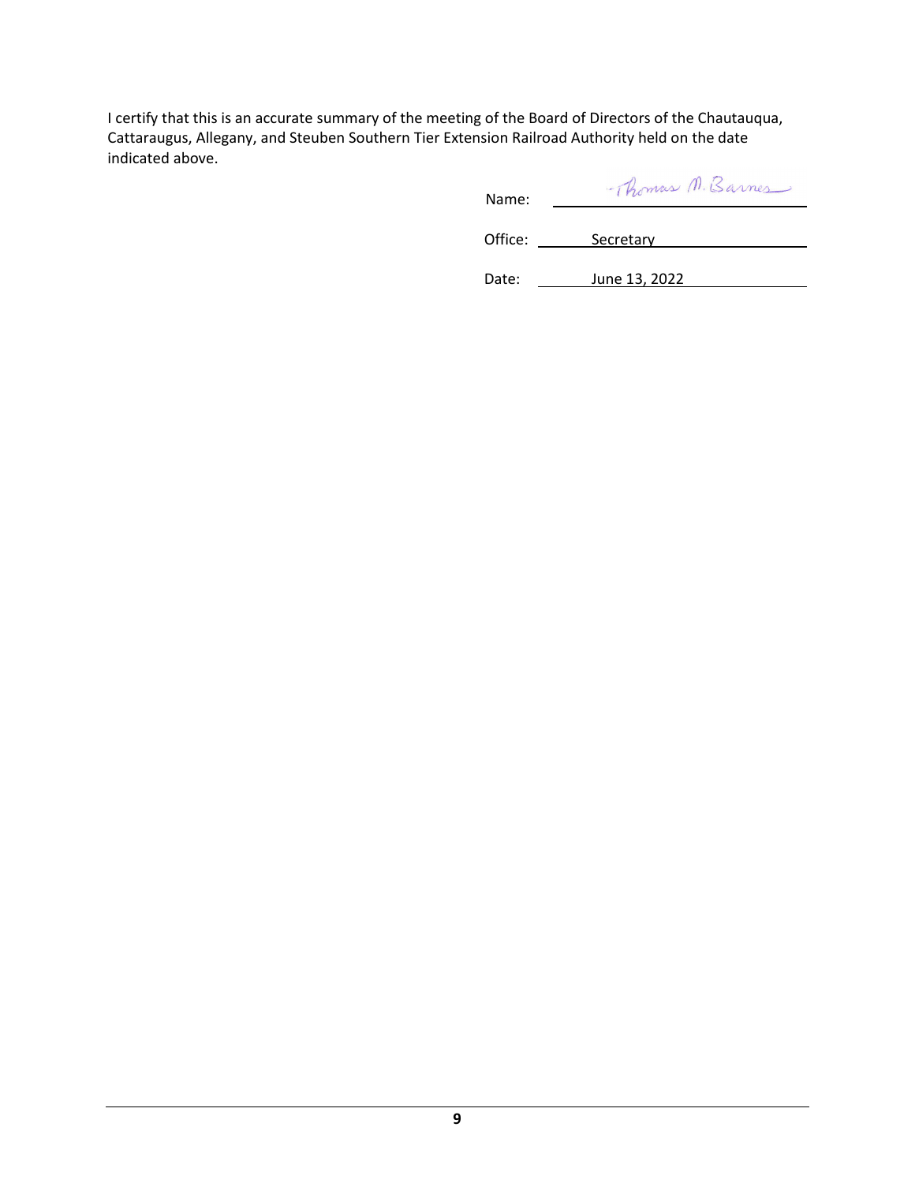I certify that this is an accurate summary of the meeting of the Board of Directors of the Chautauqua, Cattaraugus, Allegany, and Steuben Southern Tier Extension Railroad Authority held on the date indicated above.

Name: Thomas M. Barnes

Office: Secretary

Date: June 13, 2022